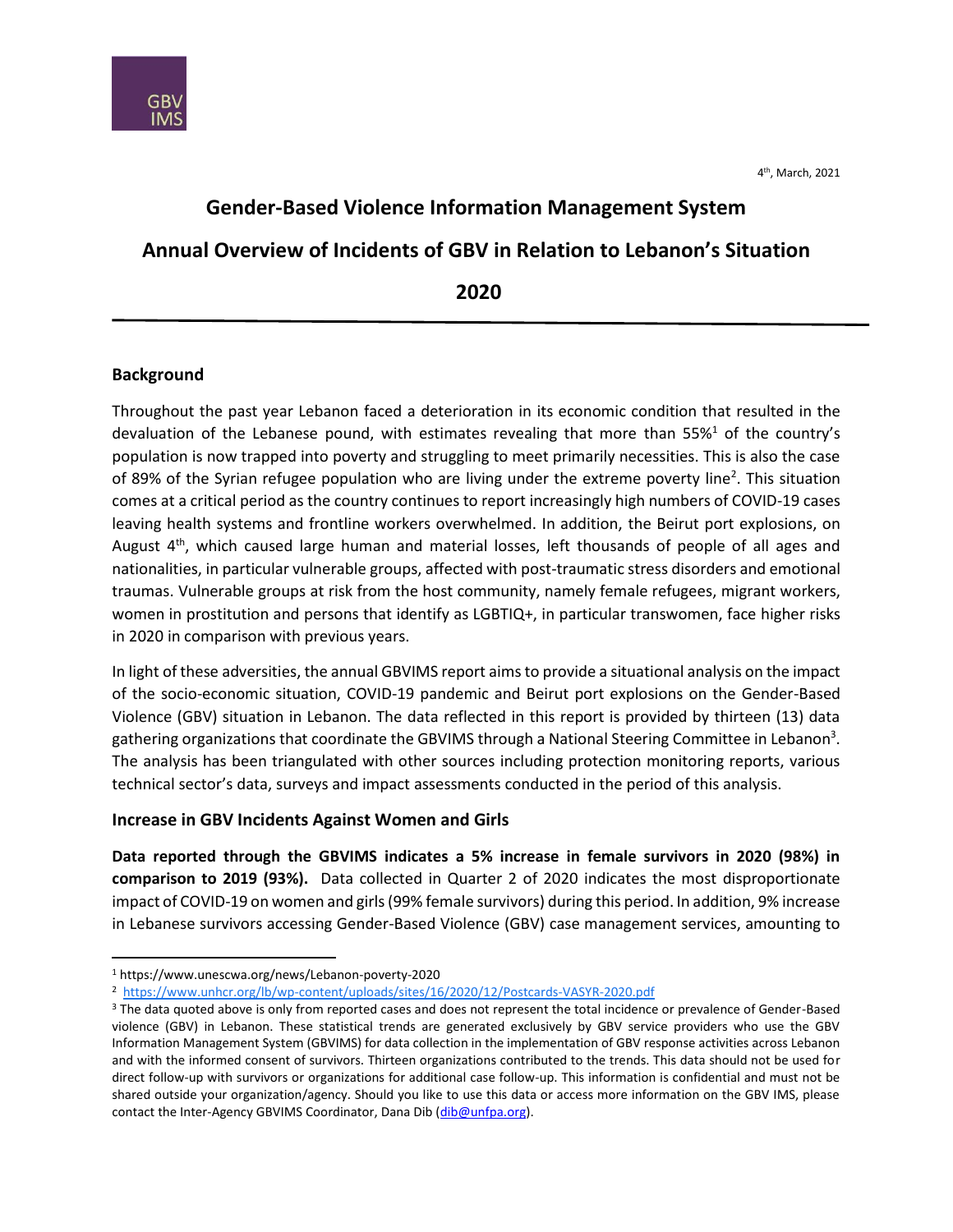GBV IMS

4th, March, 2021

# Gender-Based Violence Information Management System

# Annual Overview of Incidents of GBV in Relation to Lebanon's Situation

# 2020

## Background

Throughout the past year Lebanon faced a deterioration in its economic condition that resulted in the devaluation of the Lebanese pound, with estimates revealing that more than 55%[1] of the country's population is now trapped into poverty and struggling to meet primarily necessities. This is also the case of 89% of the Syrian refugee population who are living under the extreme poverty line[2]. This situation comes at a critical period as the country continues to report increasingly high numbers of COVID-19 cases leaving health systems and frontline workers overwhelmed. In addition, the Beirut port explosions, on August 4th, which caused large human and material losses, left thousands of people of all ages and nationalities, in particular vulnerable groups, affected with post-traumatic stress disorders and emotional traumas. Vulnerable groups at risk from the host community, namely female refugees, migrant workers, women in prostitution and persons that identify as LGBTIQ+, in particular transwomen, face higher risks in 2020 in comparison with previous years.

In light of these adversities, the annual GBVIMS report aims to provide a situational analysis on the impact of the socio-economic situation, COVID-19 pandemic and Beirut port explosions on the Gender-Based Violence (GBV) situation in Lebanon. The data reflected in this report is provided by thirteen (13) data gathering organizations that coordinate the GBVIMS through a National Steering Committee in Lebanon[3]. The analysis has been triangulated with other sources including protection monitoring reports, various technical sector's data, surveys and impact assessments conducted in the period of this analysis.

### Increase in GBV Incidents Against Women and Girls

**Data reported through the GBVIMS indicates a 5% increase in female survivors in 2020 (98%) in comparison to 2019 (93%).** Data collected in Quarter 2 of 2020 indicates the most disproportionate impact of COVID-19 on women and girls (99% female survivors) during this period. In addition, 9% increase in Lebanese survivors accessing Gender-Based Violence (GBV) case management services, amounting to

---

[1] https://www.unescwa.org/news/Lebanon-poverty-2020

[2] https://www.unhcr.org/lb/wp-content/uploads/sites/16/2020/12/Postcards-VASYR-2020.pdf

[3] The data quoted above is only from reported cases and does not represent the total incidence or prevalence of Gender-Based violence (GBV) in Lebanon. These statistical trends are generated exclusively by GBV service providers who use the GBV Information Management System (GBVIMS) for data collection in the implementation of GBV response activities across Lebanon and with the informed consent of survivors. Thirteen organizations contributed to the trends. This data should not be used for direct follow-up with survivors or organizations for additional case follow-up. This information is confidential and must not be shared outside your organization/agency. Should you like to use this data or access more information on the GBV IMS, please contact the Inter-Agency GBVIMS Coordinator, Dana Dib (dib@unfpa.org).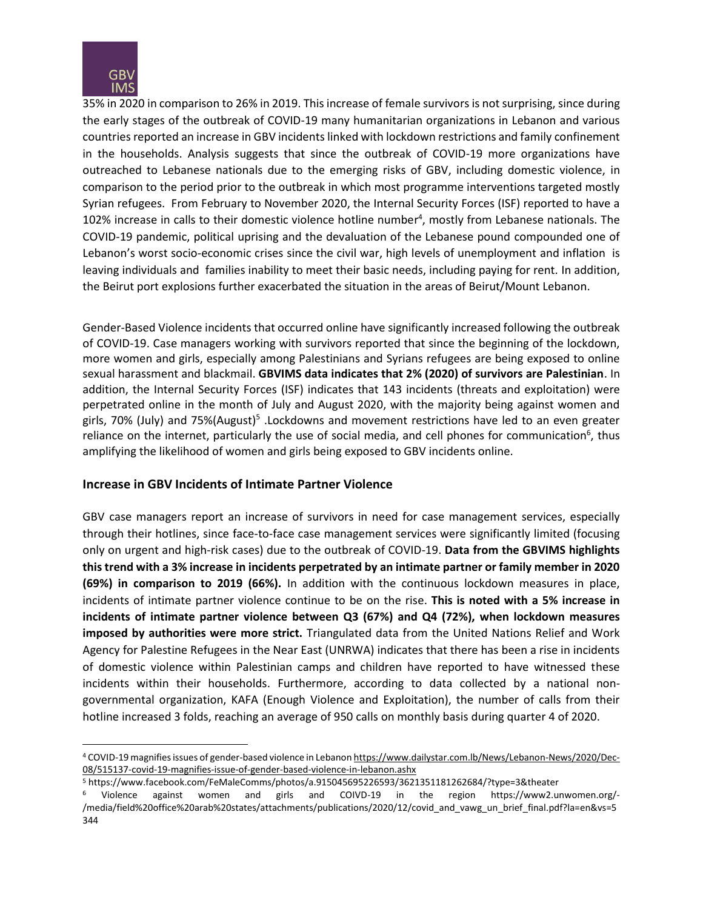35% in 2020 in comparison to 26% in 2019. This increase of female survivors is not surprising, since during the early stages of the outbreak of COVID-19 many humanitarian organizations in Lebanon and various countries reported an increase in GBV incidents linked with lockdown restrictions and family confinement in the households. Analysis suggests that since the outbreak of COVID-19 more organizations have outreached to Lebanese nationals due to the emerging risks of GBV, including domestic violence, in comparison to the period prior to the outbreak in which most programme interventions targeted mostly Syrian refugees. From February to November 2020, the Internal Security Forces (ISF) reported to have a 102% increase in calls to their domestic violence hotline number[4], mostly from Lebanese nationals. The COVID-19 pandemic, political uprising and the devaluation of the Lebanese pound compounded one of Lebanon's worst socio-economic crises since the civil war, high levels of unemployment and inflation is leaving individuals and families inability to meet their basic needs, including paying for rent. In addition, the Beirut port explosions further exacerbated the situation in the areas of Beirut/Mount Lebanon.

Gender-Based Violence incidents that occurred online have significantly increased following the outbreak of COVID-19. Case managers working with survivors reported that since the beginning of the lockdown, more women and girls, especially among Palestinians and Syrians refugees are being exposed to online sexual harassment and blackmail. **GBVIMS data indicates that 2% (2020) of survivors are Palestinian**. In addition, the Internal Security Forces (ISF) indicates that 143 incidents (threats and exploitation) were perpetrated online in the month of July and August 2020, with the majority being against women and girls, 70% (July) and 75%(August)[5] .Lockdowns and movement restrictions have led to an even greater reliance on the internet, particularly the use of social media, and cell phones for communication[6], thus amplifying the likelihood of women and girls being exposed to GBV incidents online.

## Increase in GBV Incidents of Intimate Partner Violence

GBV case managers report an increase of survivors in need for case management services, especially through their hotlines, since face-to-face case management services were significantly limited (focusing only on urgent and high-risk cases) due to the outbreak of COVID-19. **Data from the GBVIMS highlights this trend with a 3% increase in incidents perpetrated by an intimate partner or family member in 2020 (69%) in comparison to 2019 (66%).** In addition with the continuous lockdown measures in place, incidents of intimate partner violence continue to be on the rise. **This is noted with a 5% increase in incidents of intimate partner violence between Q3 (67%) and Q4 (72%), when lockdown measures imposed by authorities were more strict.** Triangulated data from the United Nations Relief and Work Agency for Palestine Refugees in the Near East (UNRWA) indicates that there has been a rise in incidents of domestic violence within Palestinian camps and children have reported to have witnessed these incidents within their households. Furthermore, according to data collected by a national non-governmental organization, KAFA (Enough Violence and Exploitation), the number of calls from their hotline increased 3 folds, reaching an average of 950 calls on monthly basis during quarter 4 of 2020.

---

[4] COVID-19 magnifies issues of gender-based violence in Lebanon https://www.dailystar.com.lb/News/Lebanon-News/2020/Dec-08/515137-covid-19-magnifies-issue-of-gender-based-violence-in-lebanon.ashx

[5] https://www.facebook.com/FeMaleComms/photos/a.915045695226593/3621351181262684/?type=3&theater

[6] Violence against women and girls and COIVD-19 in the region https://www2.unwomen.org/-/media/field%20office%20arab%20states/attachments/publications/2020/12/covid_and_vawg_un_brief_final.pdf?la=en&vs=5344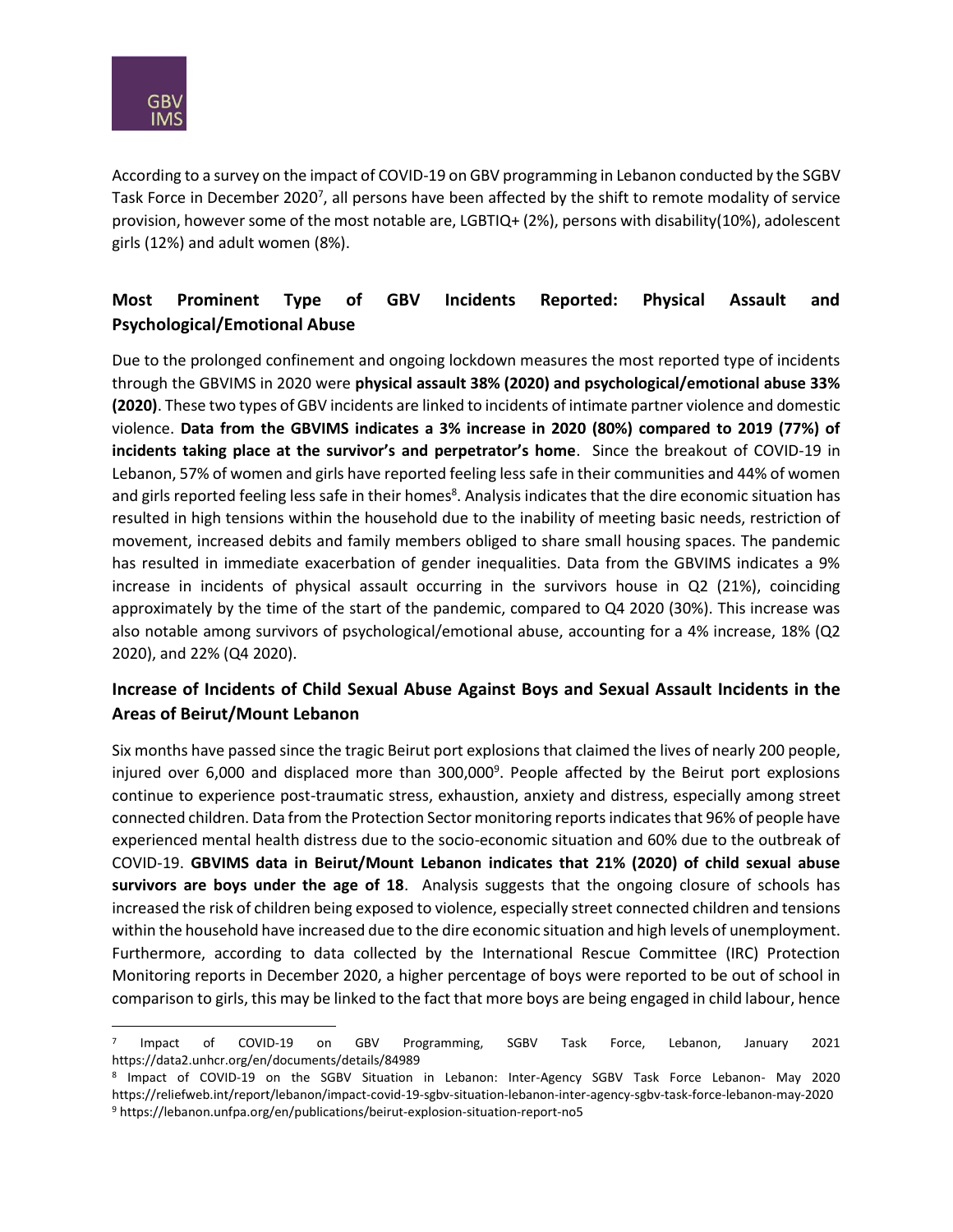According to a survey on the impact of COVID-19 on GBV programming in Lebanon conducted by the SGBV Task Force in December 2020[7], all persons have been affected by the shift to remote modality of service provision, however some of the most notable are, LGBTIQ+ (2%), persons with disability(10%), adolescent girls (12%) and adult women (8%).

## Most Prominent Type of GBV Incidents Reported: Physical Assault and Psychological/Emotional Abuse

Due to the prolonged confinement and ongoing lockdown measures the most reported type of incidents through the GBVIMS in 2020 were **physical assault 38% (2020) and psychological/emotional abuse 33% (2020)**. These two types of GBV incidents are linked to incidents of intimate partner violence and domestic violence. **Data from the GBVIMS indicates a 3% increase in 2020 (80%) compared to 2019 (77%) of incidents taking place at the survivor's and perpetrator's home**. Since the breakout of COVID-19 in Lebanon, 57% of women and girls have reported feeling less safe in their communities and 44% of women and girls reported feeling less safe in their homes[8]. Analysis indicates that the dire economic situation has resulted in high tensions within the household due to the inability of meeting basic needs, restriction of movement, increased debits and family members obliged to share small housing spaces. The pandemic has resulted in immediate exacerbation of gender inequalities. Data from the GBVIMS indicates a 9% increase in incidents of physical assault occurring in the survivors house in Q2 (21%), coinciding approximately by the time of the start of the pandemic, compared to Q4 2020 (30%). This increase was also notable among survivors of psychological/emotional abuse, accounting for a 4% increase, 18% (Q2 2020), and 22% (Q4 2020).

## Increase of Incidents of Child Sexual Abuse Against Boys and Sexual Assault Incidents in the Areas of Beirut/Mount Lebanon

Six months have passed since the tragic Beirut port explosions that claimed the lives of nearly 200 people, injured over 6,000 and displaced more than 300,000[9]. People affected by the Beirut port explosions continue to experience post-traumatic stress, exhaustion, anxiety and distress, especially among street connected children. Data from the Protection Sector monitoring reports indicates that 96% of people have experienced mental health distress due to the socio-economic situation and 60% due to the outbreak of COVID-19. **GBVIMS data in Beirut/Mount Lebanon indicates that 21% (2020) of child sexual abuse survivors are boys under the age of 18**. Analysis suggests that the ongoing closure of schools has increased the risk of children being exposed to violence, especially street connected children and tensions within the household have increased due to the dire economic situation and high levels of unemployment. Furthermore, according to data collected by the International Rescue Committee (IRC) Protection Monitoring reports in December 2020, a higher percentage of boys were reported to be out of school in comparison to girls, this may be linked to the fact that more boys are being engaged in child labour, hence

---

[7] Impact of COVID-19 on GBV Programming, SGBV Task Force, Lebanon, January 2021 https://data2.unhcr.org/en/documents/details/84989

[8] Impact of COVID-19 on the SGBV Situation in Lebanon: Inter-Agency SGBV Task Force Lebanon- May 2020 https://reliefweb.int/report/lebanon/impact-covid-19-sgbv-situation-lebanon-inter-agency-sgbv-task-force-lebanon-may-2020

[9] https://lebanon.unfpa.org/en/publications/beirut-explosion-situation-report-no5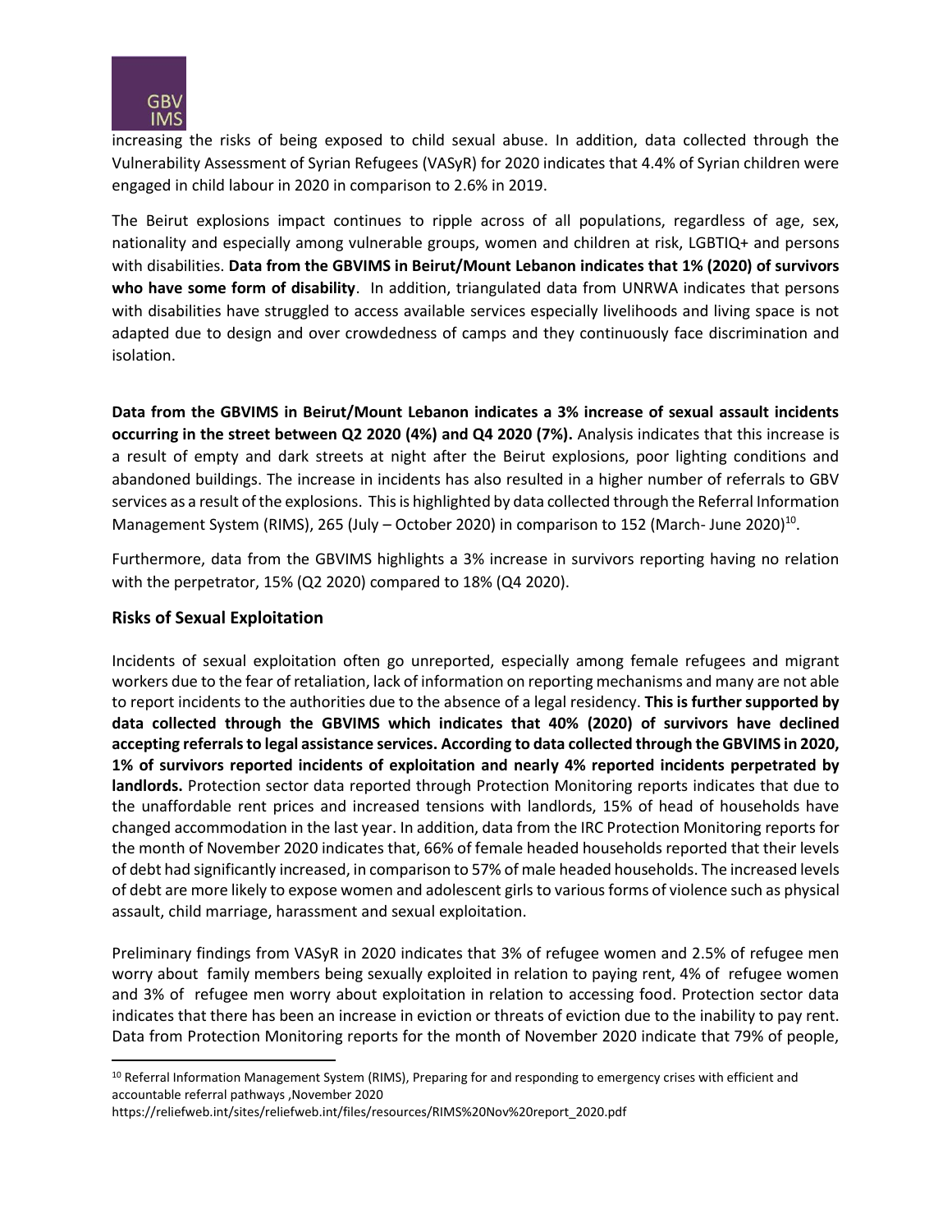increasing the risks of being exposed to child sexual abuse. In addition, data collected through the Vulnerability Assessment of Syrian Refugees (VASyR) for 2020 indicates that 4.4% of Syrian children were engaged in child labour in 2020 in comparison to 2.6% in 2019.

The Beirut explosions impact continues to ripple across of all populations, regardless of age, sex, nationality and especially among vulnerable groups, women and children at risk, LGBTIQ+ and persons with disabilities. **Data from the GBVIMS in Beirut/Mount Lebanon indicates that 1% (2020) of survivors who have some form of disability**. In addition, triangulated data from UNRWA indicates that persons with disabilities have struggled to access available services especially livelihoods and living space is not adapted due to design and over crowdedness of camps and they continuously face discrimination and isolation.

**Data from the GBVIMS in Beirut/Mount Lebanon indicates a 3% increase of sexual assault incidents occurring in the street between Q2 2020 (4%) and Q4 2020 (7%).** Analysis indicates that this increase is a result of empty and dark streets at night after the Beirut explosions, poor lighting conditions and abandoned buildings. The increase in incidents has also resulted in a higher number of referrals to GBV services as a result of the explosions. This is highlighted by data collected through the Referral Information Management System (RIMS), 265 (July – October 2020) in comparison to 152 (March- June 2020)[10].

Furthermore, data from the GBVIMS highlights a 3% increase in survivors reporting having no relation with the perpetrator, 15% (Q2 2020) compared to 18% (Q4 2020).

## Risks of Sexual Exploitation

Incidents of sexual exploitation often go unreported, especially among female refugees and migrant workers due to the fear of retaliation, lack of information on reporting mechanisms and many are not able to report incidents to the authorities due to the absence of a legal residency. **This is further supported by data collected through the GBVIMS which indicates that 40% (2020) of survivors have declined accepting referrals to legal assistance services. According to data collected through the GBVIMS in 2020, 1% of survivors reported incidents of exploitation and nearly 4% reported incidents perpetrated by landlords.** Protection sector data reported through Protection Monitoring reports indicates that due to the unaffordable rent prices and increased tensions with landlords, 15% of head of households have changed accommodation in the last year. In addition, data from the IRC Protection Monitoring reports for the month of November 2020 indicates that, 66% of female headed households reported that their levels of debt had significantly increased, in comparison to 57% of male headed households. The increased levels of debt are more likely to expose women and adolescent girls to various forms of violence such as physical assault, child marriage, harassment and sexual exploitation.

Preliminary findings from VASyR in 2020 indicates that 3% of refugee women and 2.5% of refugee men worry about family members being sexually exploited in relation to paying rent, 4% of refugee women and 3% of refugee men worry about exploitation in relation to accessing food. Protection sector data indicates that there has been an increase in eviction or threats of eviction due to the inability to pay rent. Data from Protection Monitoring reports for the month of November 2020 indicate that 79% of people,

[10] Referral Information Management System (RIMS), Preparing for and responding to emergency crises with efficient and accountable referral pathways ,November 2020
https://reliefweb.int/sites/reliefweb.int/files/resources/RIMS%20Nov%20report_2020.pdf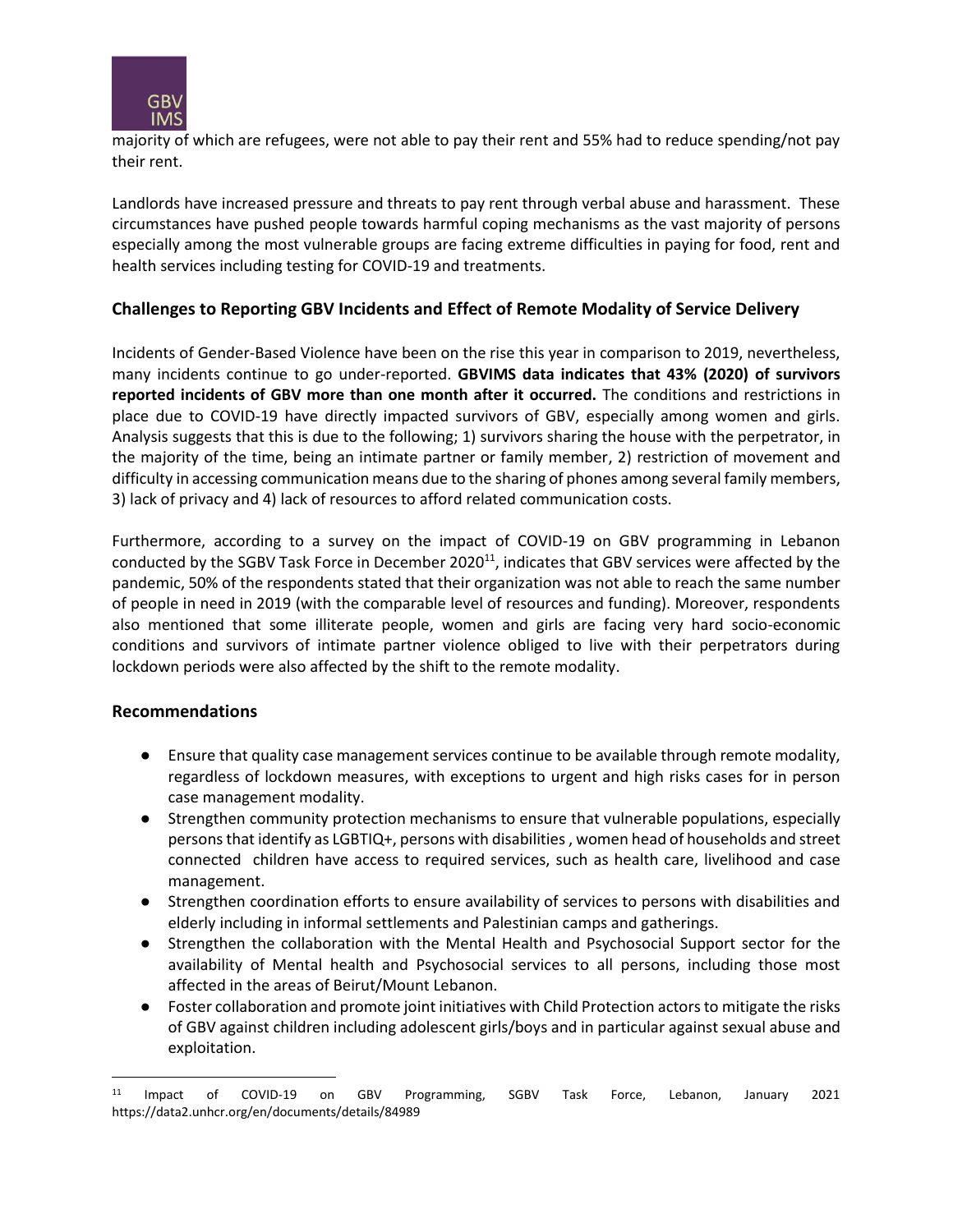majority of which are refugees, were not able to pay their rent and 55% had to reduce spending/not pay their rent.

Landlords have increased pressure and threats to pay rent through verbal abuse and harassment. These circumstances have pushed people towards harmful coping mechanisms as the vast majority of persons especially among the most vulnerable groups are facing extreme difficulties in paying for food, rent and health services including testing for COVID-19 and treatments.

### Challenges to Reporting GBV Incidents and Effect of Remote Modality of Service Delivery

Incidents of Gender-Based Violence have been on the rise this year in comparison to 2019, nevertheless, many incidents continue to go under-reported. **GBVIMS data indicates that 43% (2020) of survivors reported incidents of GBV more than one month after it occurred.** The conditions and restrictions in place due to COVID-19 have directly impacted survivors of GBV, especially among women and girls. Analysis suggests that this is due to the following; 1) survivors sharing the house with the perpetrator, in the majority of the time, being an intimate partner or family member, 2) restriction of movement and difficulty in accessing communication means due to the sharing of phones among several family members, 3) lack of privacy and 4) lack of resources to afford related communication costs.

Furthermore, according to a survey on the impact of COVID-19 on GBV programming in Lebanon conducted by the SGBV Task Force in December 2020[11], indicates that GBV services were affected by the pandemic, 50% of the respondents stated that their organization was not able to reach the same number of people in need in 2019 (with the comparable level of resources and funding). Moreover, respondents also mentioned that some illiterate people, women and girls are facing very hard socio-economic conditions and survivors of intimate partner violence obliged to live with their perpetrators during lockdown periods were also affected by the shift to the remote modality.

### Recommendations

- Ensure that quality case management services continue to be available through remote modality, regardless of lockdown measures, with exceptions to urgent and high risks cases for in person case management modality.
- Strengthen community protection mechanisms to ensure that vulnerable populations, especially persons that identify as LGBTIQ+, persons with disabilities , women head of households and street connected children have access to required services, such as health care, livelihood and case management.
- Strengthen coordination efforts to ensure availability of services to persons with disabilities and elderly including in informal settlements and Palestinian camps and gatherings.
- Strengthen the collaboration with the Mental Health and Psychosocial Support sector for the availability of Mental health and Psychosocial services to all persons, including those most affected in the areas of Beirut/Mount Lebanon.
- Foster collaboration and promote joint initiatives with Child Protection actors to mitigate the risks of GBV against children including adolescent girls/boys and in particular against sexual abuse and exploitation.

---

[11] Impact of COVID-19 on GBV Programming, SGBV Task Force, Lebanon, January 2021 https://data2.unhcr.org/en/documents/details/84989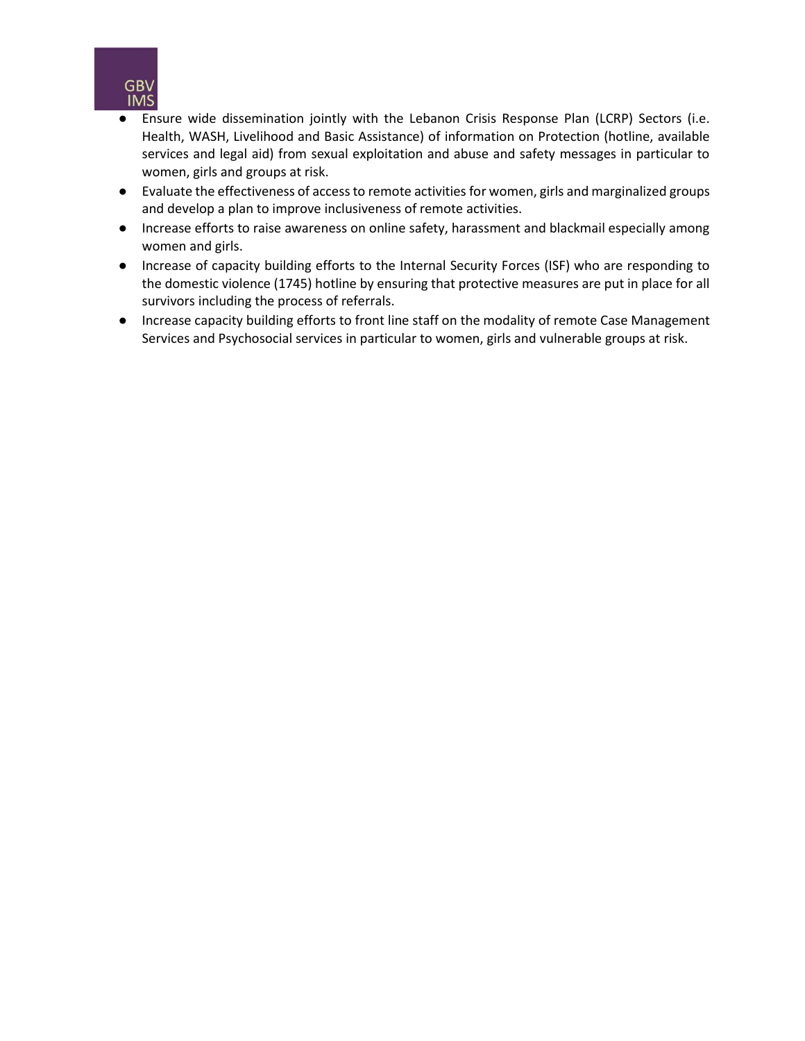- Ensure wide dissemination jointly with the Lebanon Crisis Response Plan (LCRP) Sectors (i.e. Health, WASH, Livelihood and Basic Assistance) of information on Protection (hotline, available services and legal aid) from sexual exploitation and abuse and safety messages in particular to women, girls and groups at risk.
- Evaluate the effectiveness of access to remote activities for women, girls and marginalized groups and develop a plan to improve inclusiveness of remote activities.
- Increase efforts to raise awareness on online safety, harassment and blackmail especially among women and girls.
- Increase of capacity building efforts to the Internal Security Forces (ISF) who are responding to the domestic violence (1745) hotline by ensuring that protective measures are put in place for all survivors including the process of referrals.
- Increase capacity building efforts to front line staff on the modality of remote Case Management Services and Psychosocial services in particular to women, girls and vulnerable groups at risk.